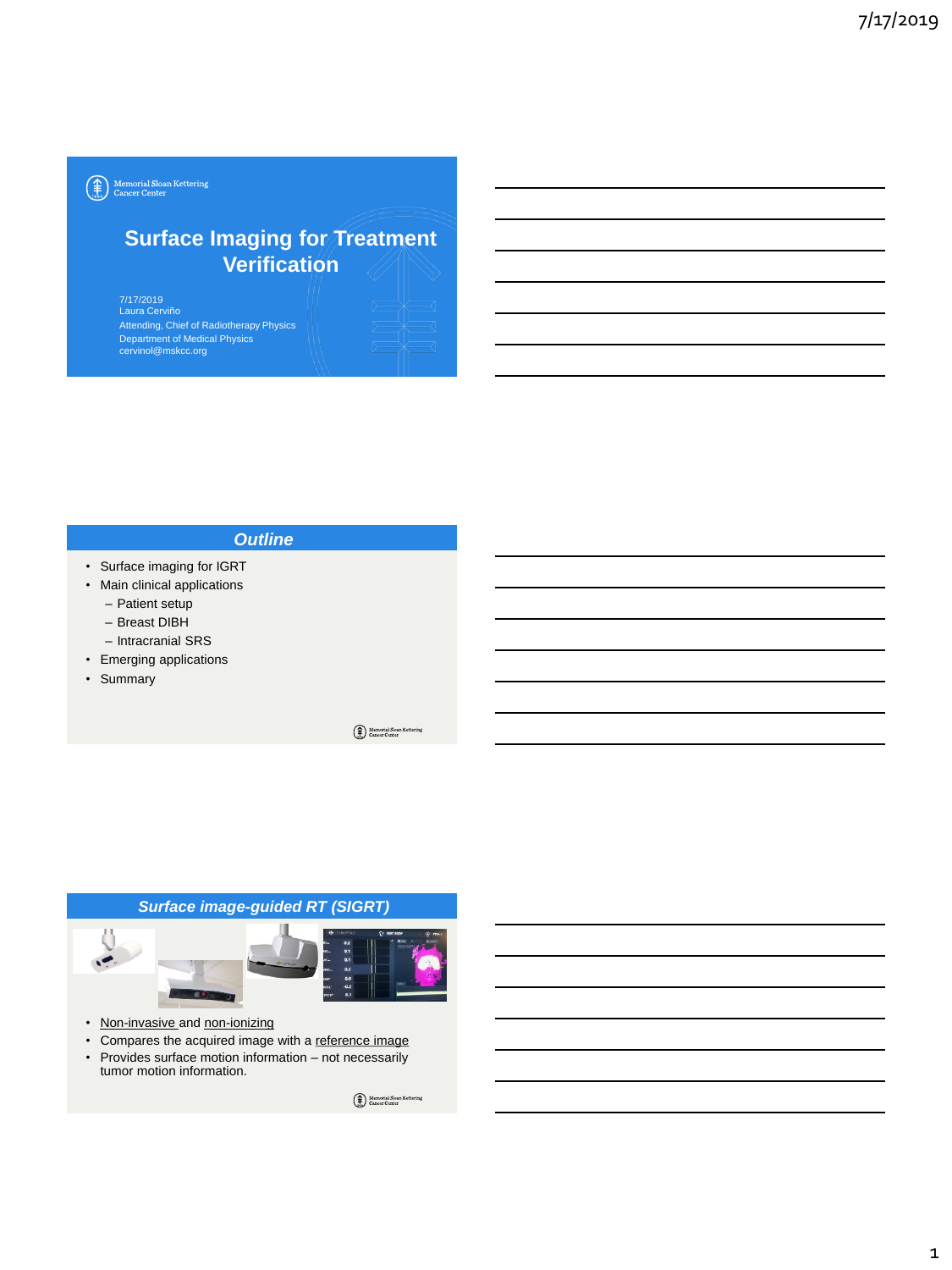Memorial Sloan Kettering Cancer Center

# Surface Imaging for Treatment Verification

7/17/2019
Laura Cerviño
Attending, Chief of Radiotherapy Physics
Department of Medical Physics
cervinol@mskcc.org

## *Outline*

- Surface imaging for IGRT
- Main clinical applications
  - Patient setup
  - Breast DIBH
  - Intracranial SRS
- Emerging applications
- Summary

## *Surface image-guided RT (SIGRT)*

- Non-invasive and non-ionizing
- Compares the acquired image with a reference image
- Provides surface motion information – not necessarily tumor motion information.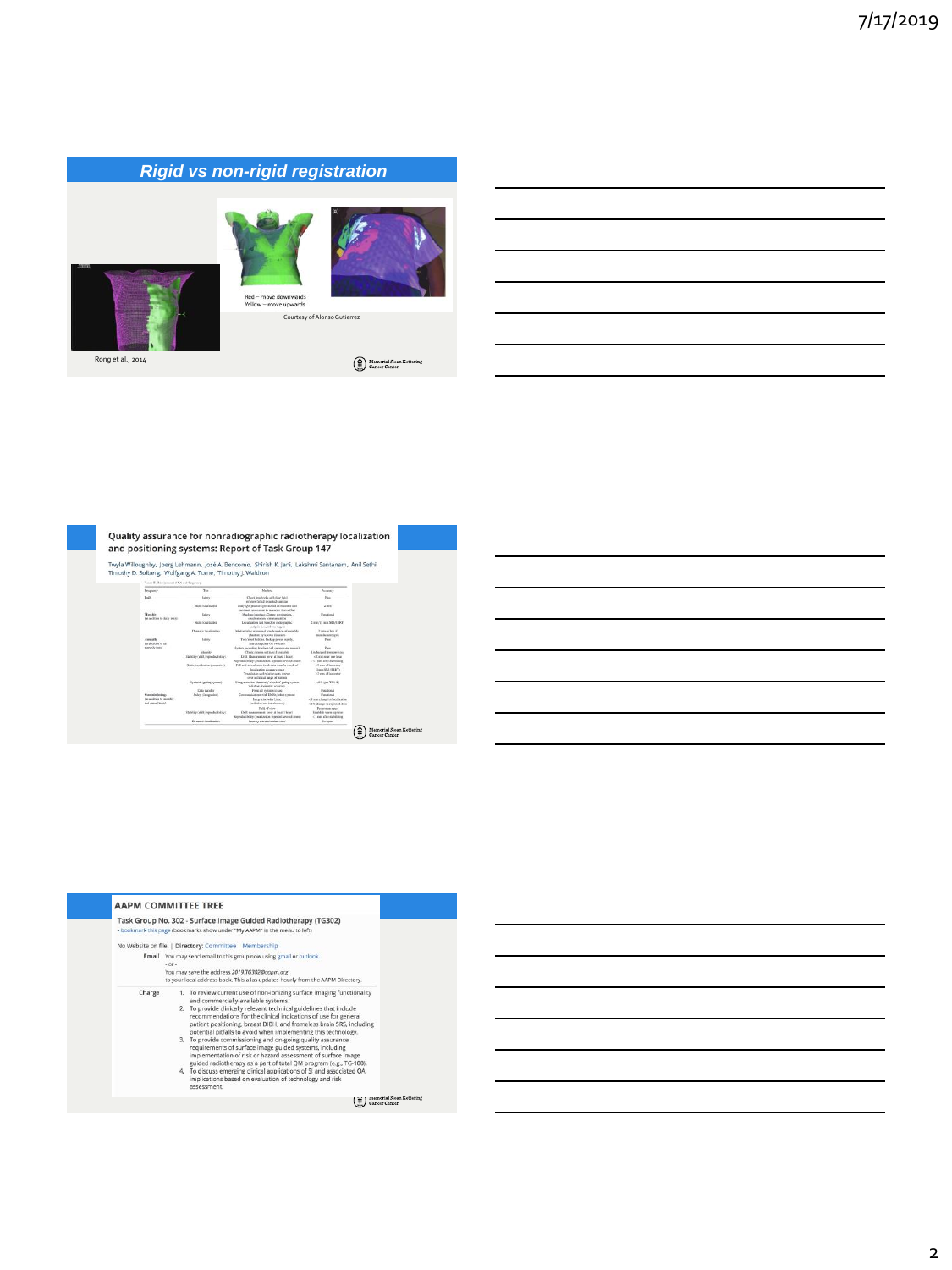## Rigid vs non-rigid registration

Red – move downwards
Yellow – move upwards

Courtesy of Alonso Gutierrez

Rong et al., 2014

---

## Quality assurance for nonradiographic radiotherapy localization and positioning systems: Report of Task Group 147

Twyla Willoughby, Joerg Lehmann, José A. Bencomo, Shirish K. Jani, Lakshmi Santanam, Anil Sethi, Timothy D. Solberg, Wolfgang A. Tomé, Timothy J. Waldron

---

## AAPM COMMITTEE TREE

Task Group No. 302 - Surface Image Guided Radiotherapy (TG302)
- bookmark this page (bookmarks show under "My AAPM" in the menu to left)

No Website on file. | Directory: Committee | Membership

**Email** You may send email to this group now using gmail or outlook.
- or -
You may save the address 2019.TG302@aapm.org
to your local address book. This alias updates hourly from the AAPM Directory.

**Charge**

1. To review current use of non-ionizing surface imaging functionality and commercially-available systems.
2. To provide clinically relevant technical guidelines that include recommendations for the clinical indications of use for general patient positioning, breast DIBH, and frameless brain SRS, including potential pitfalls to avoid when implementing this technology.
3. To provide commissioning and on-going quality assurance requirements of surface image guided systems, including implementation of risk or hazard assessment of surface image guided radiotherapy as a part of total QM program (e.g., TG-100).
4. To discuss emerging clinical applications of SI and associated QA implications based on evaluation of technology and risk assessment.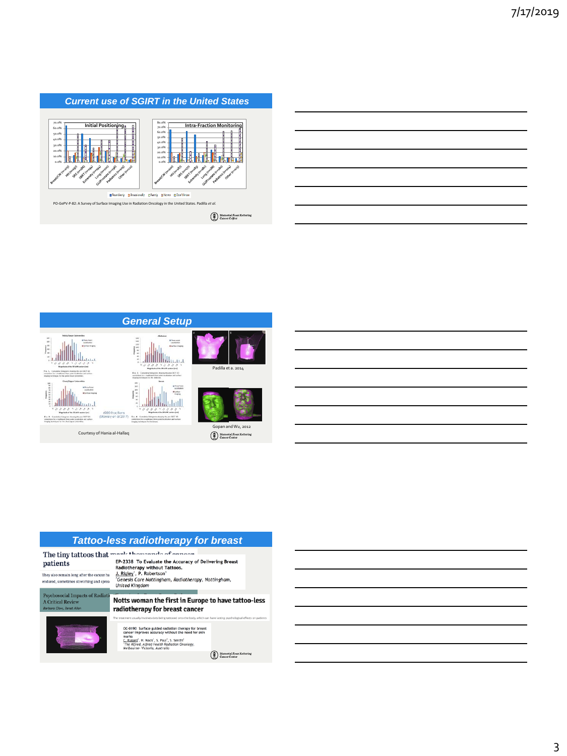## Current use of SGIRT in the United States

Initial Positioning

Intra-Fraction Monitoring

PO-GePV-P-82: A Survey of Surface Imaging Use in Radiation Oncology in the United States. Padilla *et al.*

## General Setup

Padilla et a. 2014

Gopan and Wu, 2012

Courtesy of Hania al-Hallaq

## Tattoo-less radiotherapy for breast

The tiny tattoos that mark thousands of cancer patients

They also remain long after the cancer ha... endured, sometimes stretching and sprea...

EP-2338 To Evaluate the Accuracy of Delivering Breast Radiotherapy without Tattoos.
J. Rigley[1], P. Robertson[1]
[1]Genesis Care Nottingham, Radiotherapy, Nottingham, United Kingdom

Psychosocial Impacts of Radiati... A Critical Review
Barbara Clow, Janet Allen

Notts woman the first in Europe to have tattoo-less radiotherapy for breast cancer

OC-0190 Surface guided radiation therapy for breast cancer improves accuracy without the need for skin marks
C. Russell[1], H. Mack[1], S. Paul[1], S. Senthi[1]
[1]The Alfred, Alfred Health Radiation Oncology, Melbourne- Victoria, Australia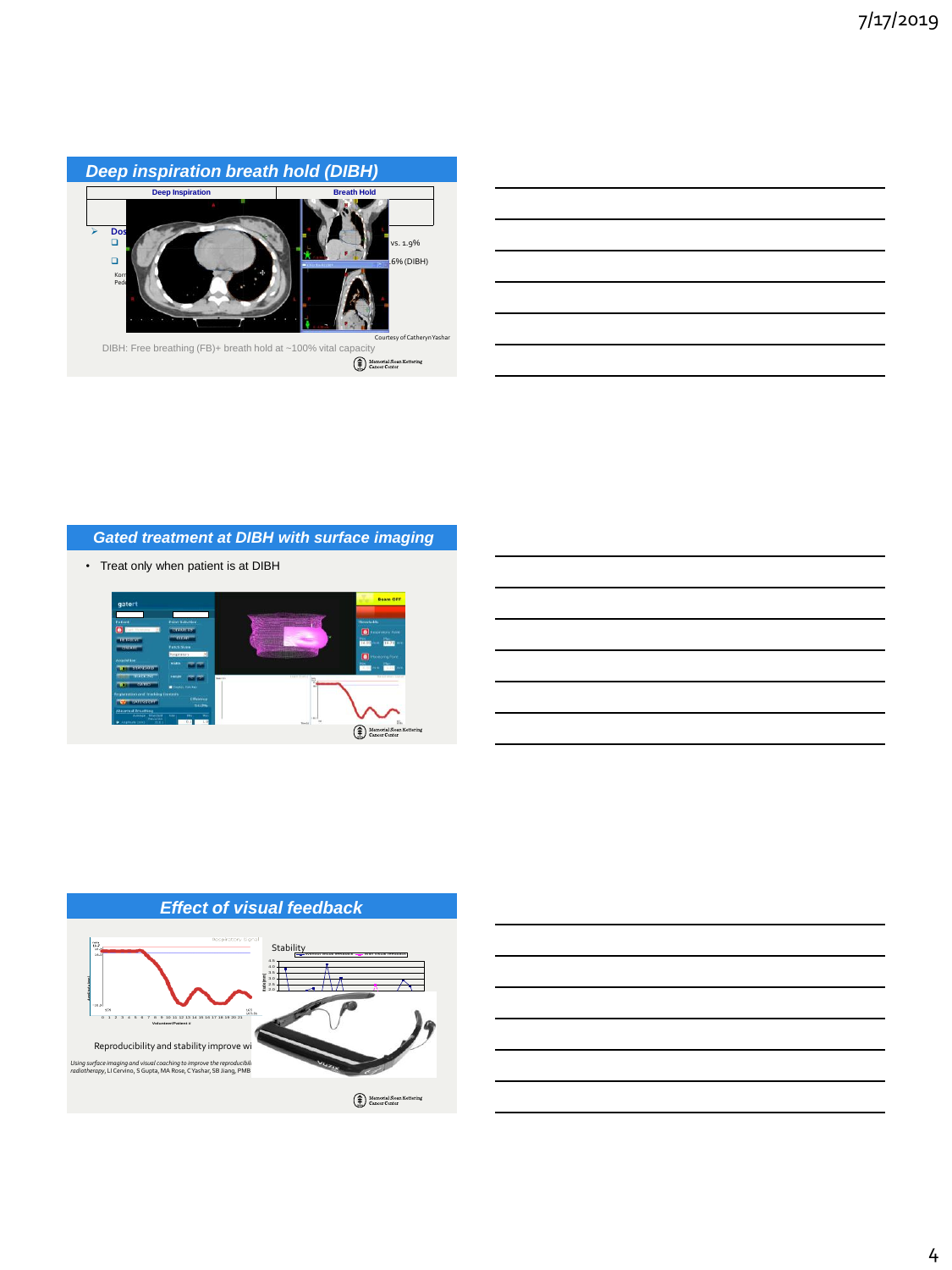## Deep inspiration breath hold (DIBH)

| Deep Inspiration | Breath Hold |
| --- | --- |

- Dos
  - vs. 1.9%
  - 6% (DIBH)

Kor
Ped

Courtesy of Catheryn Yashar

DIBH: Free breathing (FB)+ breath hold at ~100% vital capacity

## Gated treatment at DIBH with surface imaging

- Treat only when patient is at DIBH

## Effect of visual feedback

Stability

Reproducibility and stability improve wi

*Using surface imaging and visual coaching to improve the reproducibil radiotherapy*, LI Cervino, S Gupta, MA Rose, C Yashar, SB Jiang, PMB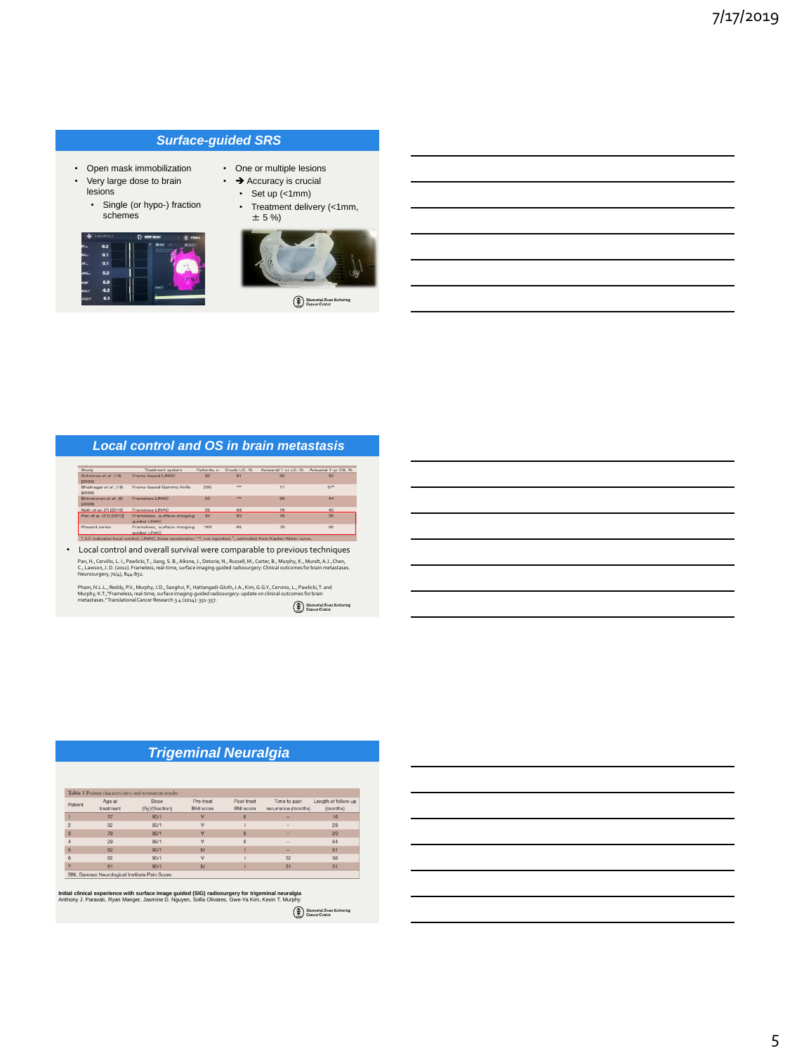## Surface-guided SRS

- Open mask immobilization
- Very large dose to brain lesions
  - Single (or hypo-) fraction schemes
- One or multiple lesions
- ➔ Accuracy is crucial
  - Set up (<1mm)
  - Treatment delivery (<1mm, ± 5 %)

## Local control and OS in brain metastasis

| Study | Treatment system | Patients, n | Crude LC, % | Actuarial 1-yr LC, % | Actuarial 1-yr OS, % |
|---|---|---|---|---|---|
| Schomas et al. (19) [2009] | Frame-based LINAC | 90 | 91 | 90 | 33 |
| Bhatnagar et al. (18) [2006] | Frame-based Gamma Knife | 205 | *** | 71 | 57[a] |
| Breneman et al. (6) [2009] | Frameless LINAC | 53 | *** | 90 | 44 |
| Nath et al. (7) [2010] | Frameless LINAC | 66 | 89 | 76 | 40 |
| Pan et al. (17) [2012] | Frameless, surface-imaging guided LINAC | 44 | 85 | 76 | 38 |
| Present series | Frameless, surface-imaging guided LINAC | 163 | 85 | 70 | 56 |

[a], LC indicates local control; LINAC, linear accelerator; ***, not reported; [a], estimated from Kaplan-Meier curve.

- Local control and overall survival were comparable to previous techniques

Pan, H., Cerviño, L. I., Pawlicki, T., Jiang, S. B., Alksne, J., Detorie, N., Russell, M., Carter, B., Murphy, K., Mundt, A.J., Chen, C., Lawson, J. D. (2012). Frameless, real-time, surface imaging-guided radiosurgery: Clinical outcomes for brain metastases. Neurosurgery, 71(4), 844-852.

Pham, N.L.L., Reddy, P.V., Murphy, J.D., Sanghvi, P., Hattangadi-Gluth, J.A., Kim, G.G.Y., Cervino, L., Pawlicki, T. and Murphy, K.T.,"Frameless, real-time, surface imaging-guided radiosurgery: update on clinical outcomes for brain metastases." Translational Cancer Research 3.4 (2014): 351-357.

## Trigeminal Neuralgia

Table 1 Patient characteristics and treatment results

| Patient | Age at treatment | Dose (Gy)/(fraction) | Pre-treat BNI score | Post-treat BNI score | Time to pain recurrence (months) | Length of follow up (months) |
|---|---|---|---|---|---|---|
| 1 | 37 | 80/1 | V | II | – | 16 |
| 2 | 82 | 80/1 | V | I | – | 28 |
| 3 | 79 | 85/1 | V | II | – | 20 |
| 4 | 29 | 85/1 | V | II | – | 54 |
| 5 | 82 | 90/1 | IV | I | – | 51 |
| 6 | 82 | 90/1 | V | I | 52 | 56 |
| 7 | 81 | 90/1 | IV | I | 31 | 31 |

BNI, Barrows Neurological Institute Pain Score.

**Initial clinical experience with surface image guided (SIG) radiosurgery for trigeminal neuralgia**
Anthony J. Paravati, Ryan Manger, Jasmine D. Nguyen, Sofia Olivares, Gwe-Ya Kim, Kevin T. Murphy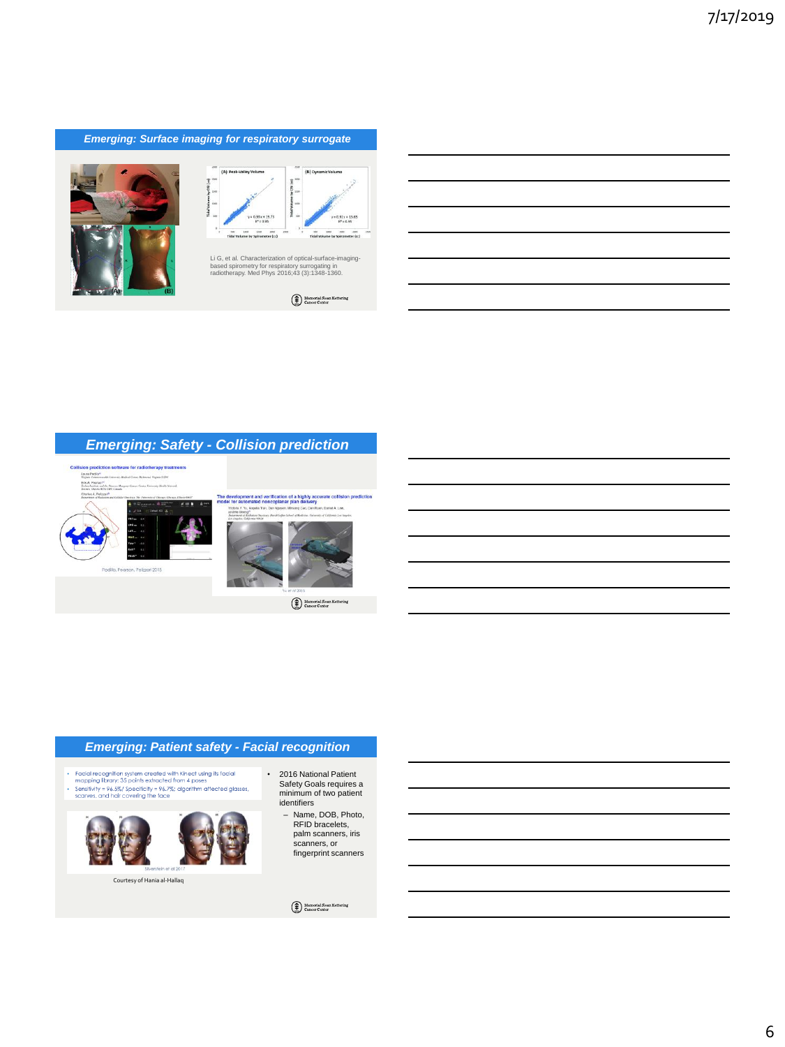## Emerging: Surface imaging for respiratory surrogate

(A) Peak-Valley Volume

$y = 0.90x + 15.73$
$R^2 = 0.95$

(B) Dynamic Volume

$y = 0.91x + 15.65$
$R^2 = 0.95$

Li G, et al. Characterization of optical-surface-imaging-based spirometry for respiratory surrogating in radiotherapy. Med Phys 2016;43 (3):1348-1360.

## Emerging: Safety - Collision prediction

Collision prediction software for radiotherapy treatments

Padilla, Pearson, Pelizzari 2015

The development and verification of a highly accurate collision prediction model for automated noncoplanar plan delivery

Yu et al 2015

## Emerging: Patient safety - Facial recognition

- Facial recognition system created with Kinect using its facial mapping library: 35 points extracted from 4 poses
- Sensitivity = 96.5%/ Specificity = 96.7%; algorithm affected glasses, scarves, and hair covering the face

Silverstein et al 2017

Courtesy of Hania al-Hallaq

- 2016 National Patient Safety Goals requires a minimum of two patient identifiers
  - Name, DOB, Photo, RFID bracelets, palm scanners, iris scanners, or fingerprint scanners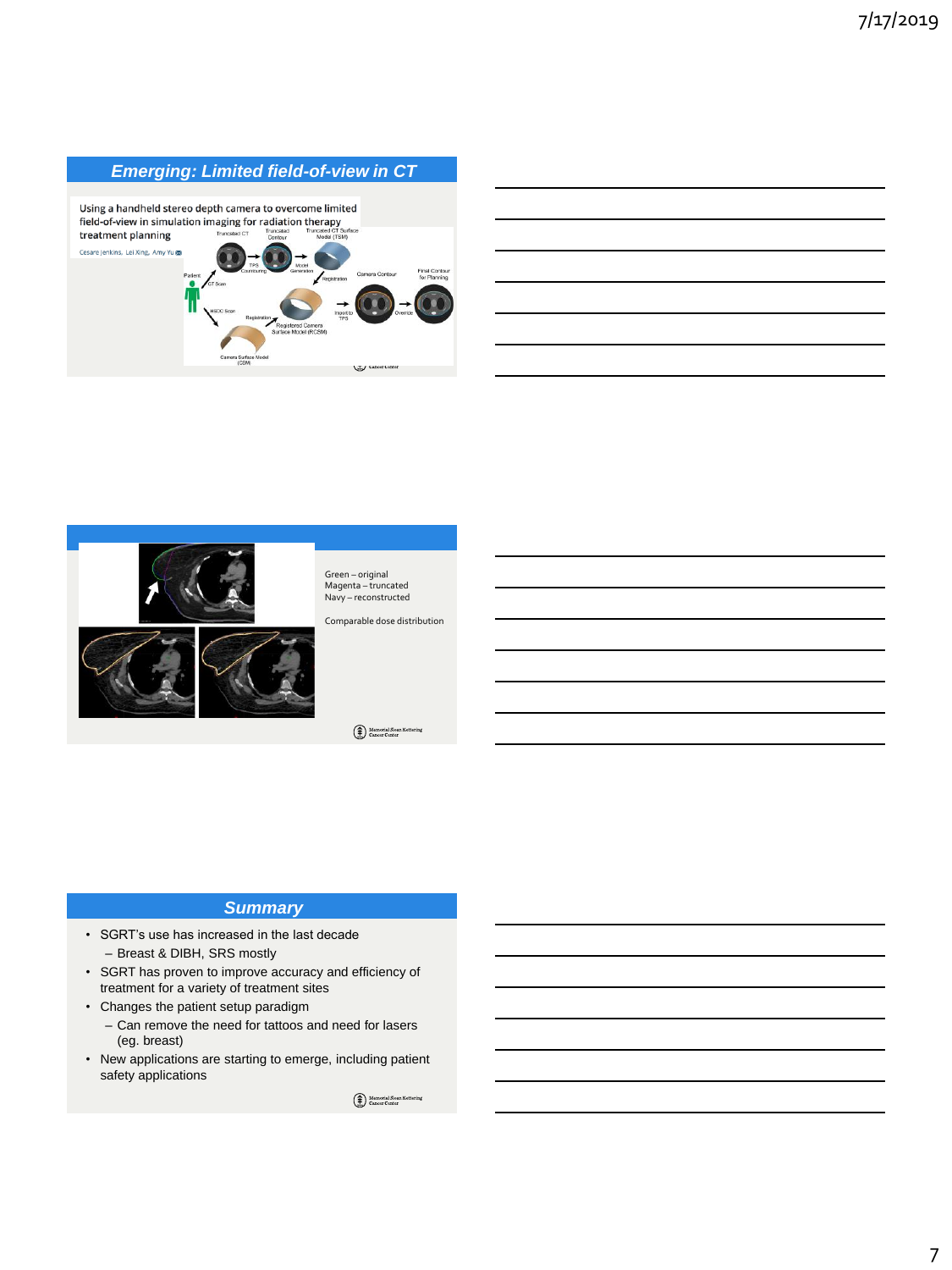## Emerging: Limited field-of-view in CT

Using a handheld stereo depth camera to overcome limited field-of-view in simulation imaging for radiation therapy treatment planning

Cesare Jenkins, Lei Xing, Amy Yu

Green – original
Magenta – truncated
Navy – reconstructed

Comparable dose distribution

## Summary

- SGRT's use has increased in the last decade
  - Breast & DIBH, SRS mostly
- SGRT has proven to improve accuracy and efficiency of treatment for a variety of treatment sites
- Changes the patient setup paradigm
  - Can remove the need for tattoos and need for lasers (eg. breast)
- New applications are starting to emerge, including patient safety applications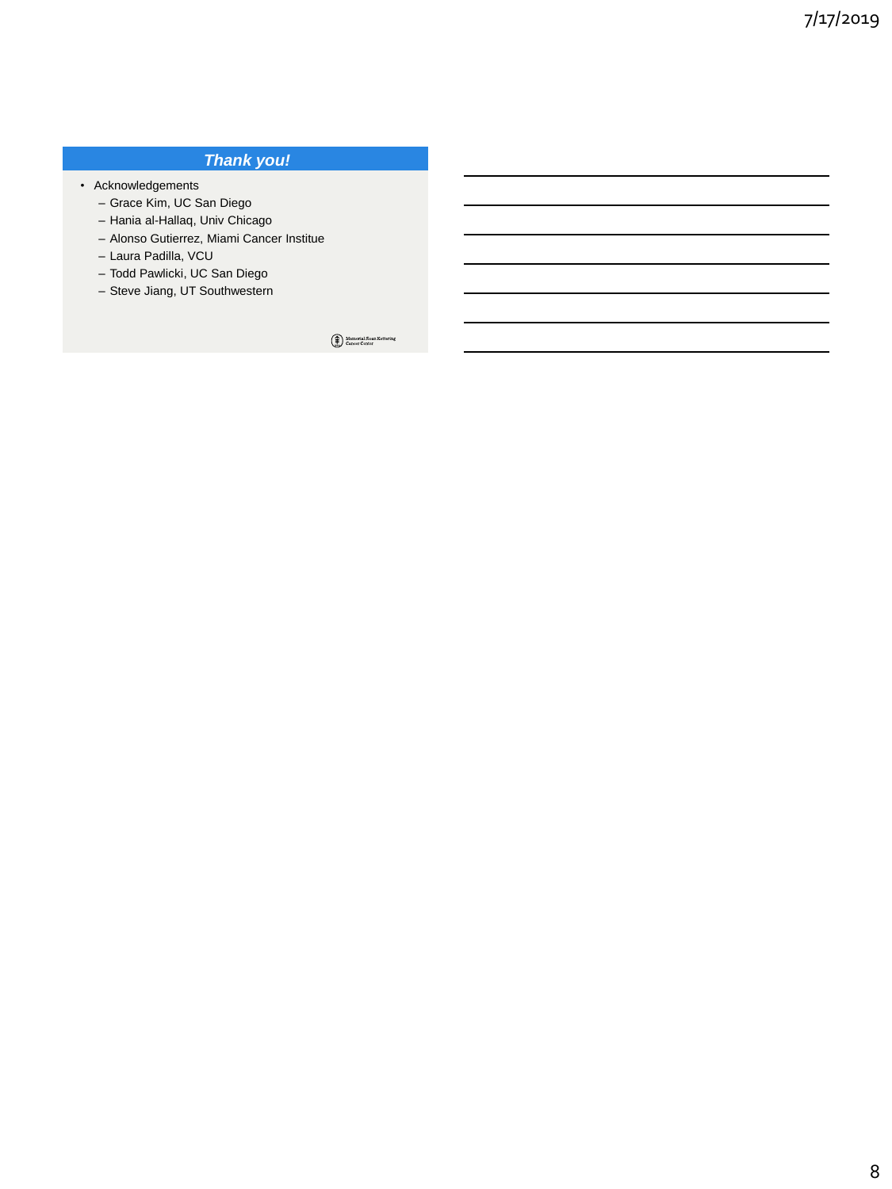## Thank you!

- Acknowledgements
  - Grace Kim, UC San Diego
  - Hania al-Hallaq, Univ Chicago
  - Alonso Gutierrez, Miami Cancer Institue
  - Laura Padilla, VCU
  - Todd Pawlicki, UC San Diego
  - Steve Jiang, UT Southwestern

Memorial Sloan Kettering Cancer Center